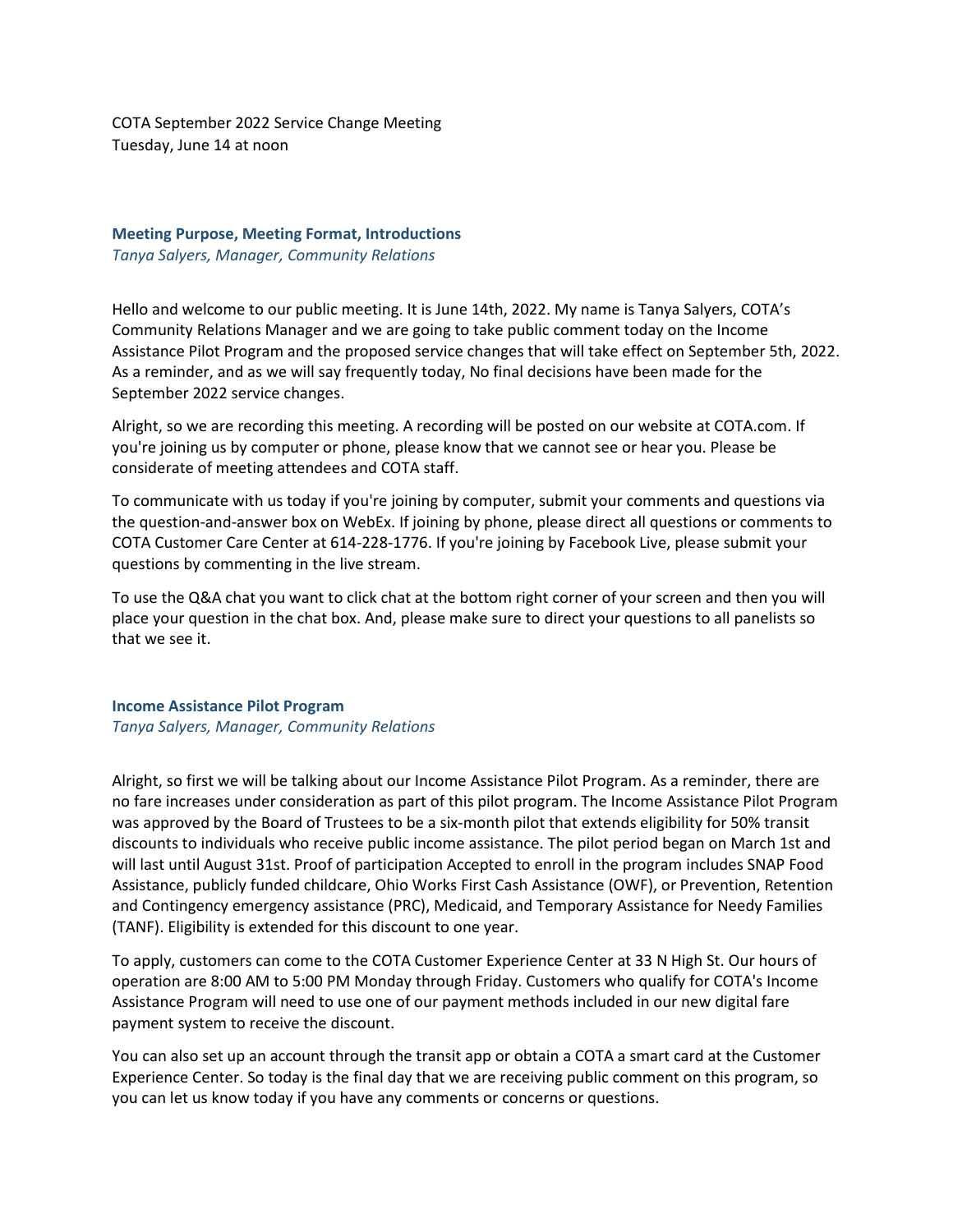COTA September 2022 Service Change Meeting
Tuesday, June 14 at noon

## Meeting Purpose, Meeting Format, Introductions

*Tanya Salyers, Manager, Community Relations*

Hello and welcome to our public meeting. It is June 14th, 2022. My name is Tanya Salyers, COTA's Community Relations Manager and we are going to take public comment today on the Income Assistance Pilot Program and the proposed service changes that will take effect on September 5th, 2022. As a reminder, and as we will say frequently today, No final decisions have been made for the September 2022 service changes.

Alright, so we are recording this meeting. A recording will be posted on our website at COTA.com. If you're joining us by computer or phone, please know that we cannot see or hear you. Please be considerate of meeting attendees and COTA staff.

To communicate with us today if you're joining by computer, submit your comments and questions via the question-and-answer box on WebEx. If joining by phone, please direct all questions or comments to COTA Customer Care Center at 614-228-1776. If you're joining by Facebook Live, please submit your questions by commenting in the live stream.

To use the Q&A chat you want to click chat at the bottom right corner of your screen and then you will place your question in the chat box. And, please make sure to direct your questions to all panelists so that we see it.

## Income Assistance Pilot Program

*Tanya Salyers, Manager, Community Relations*

Alright, so first we will be talking about our Income Assistance Pilot Program. As a reminder, there are no fare increases under consideration as part of this pilot program. The Income Assistance Pilot Program was approved by the Board of Trustees to be a six-month pilot that extends eligibility for 50% transit discounts to individuals who receive public income assistance. The pilot period began on March 1st and will last until August 31st. Proof of participation Accepted to enroll in the program includes SNAP Food Assistance, publicly funded childcare, Ohio Works First Cash Assistance (OWF), or Prevention, Retention and Contingency emergency assistance (PRC), Medicaid, and Temporary Assistance for Needy Families (TANF). Eligibility is extended for this discount to one year.

To apply, customers can come to the COTA Customer Experience Center at 33 N High St. Our hours of operation are 8:00 AM to 5:00 PM Monday through Friday. Customers who qualify for COTA's Income Assistance Program will need to use one of our payment methods included in our new digital fare payment system to receive the discount.

You can also set up an account through the transit app or obtain a COTA a smart card at the Customer Experience Center. So today is the final day that we are receiving public comment on this program, so you can let us know today if you have any comments or concerns or questions.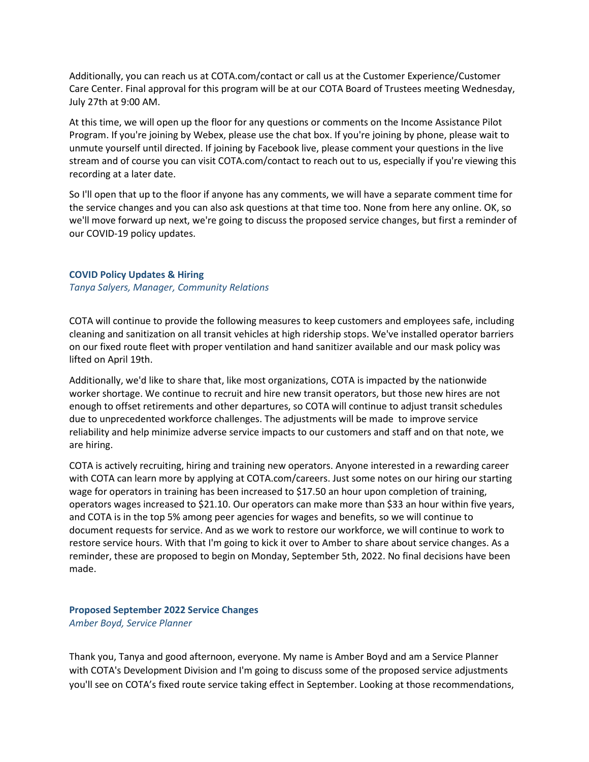Additionally, you can reach us at COTA.com/contact or call us at the Customer Experience/Customer Care Center. Final approval for this program will be at our COTA Board of Trustees meeting Wednesday, July 27th at 9:00 AM.

At this time, we will open up the floor for any questions or comments on the Income Assistance Pilot Program. If you're joining by Webex, please use the chat box. If you're joining by phone, please wait to unmute yourself until directed. If joining by Facebook live, please comment your questions in the live stream and of course you can visit COTA.com/contact to reach out to us, especially if you're viewing this recording at a later date.

So I'll open that up to the floor if anyone has any comments, we will have a separate comment time for the service changes and you can also ask questions at that time too. None from here any online. OK, so we'll move forward up next, we're going to discuss the proposed service changes, but first a reminder of our COVID-19 policy updates.

### COVID Policy Updates & Hiring

*Tanya Salyers, Manager, Community Relations*

COTA will continue to provide the following measures to keep customers and employees safe, including cleaning and sanitization on all transit vehicles at high ridership stops. We've installed operator barriers on our fixed route fleet with proper ventilation and hand sanitizer available and our mask policy was lifted on April 19th.

Additionally, we'd like to share that, like most organizations, COTA is impacted by the nationwide worker shortage. We continue to recruit and hire new transit operators, but those new hires are not enough to offset retirements and other departures, so COTA will continue to adjust transit schedules due to unprecedented workforce challenges. The adjustments will be made to improve service reliability and help minimize adverse service impacts to our customers and staff and on that note, we are hiring.

COTA is actively recruiting, hiring and training new operators. Anyone interested in a rewarding career with COTA can learn more by applying at COTA.com/careers. Just some notes on our hiring our starting wage for operators in training has been increased to $17.50 an hour upon completion of training, operators wages increased to $21.10. Our operators can make more than $33 an hour within five years, and COTA is in the top 5% among peer agencies for wages and benefits, so we will continue to document requests for service. And as we work to restore our workforce, we will continue to work to restore service hours. With that I'm going to kick it over to Amber to share about service changes. As a reminder, these are proposed to begin on Monday, September 5th, 2022. No final decisions have been made.

### Proposed September 2022 Service Changes

*Amber Boyd, Service Planner*

Thank you, Tanya and good afternoon, everyone. My name is Amber Boyd and am a Service Planner with COTA's Development Division and I'm going to discuss some of the proposed service adjustments you'll see on COTA's fixed route service taking effect in September. Looking at those recommendations,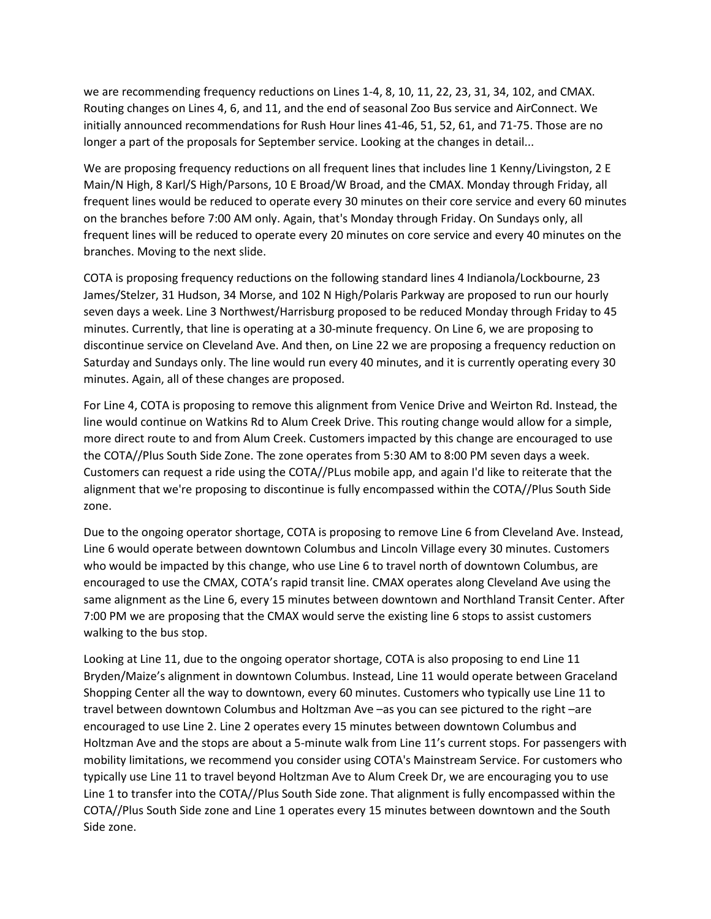we are recommending frequency reductions on Lines 1-4, 8, 10, 11, 22, 23, 31, 34, 102, and CMAX. Routing changes on Lines 4, 6, and 11, and the end of seasonal Zoo Bus service and AirConnect. We initially announced recommendations for Rush Hour lines 41-46, 51, 52, 61, and 71-75. Those are no longer a part of the proposals for September service. Looking at the changes in detail...

We are proposing frequency reductions on all frequent lines that includes line 1 Kenny/Livingston, 2 E Main/N High, 8 Karl/S High/Parsons, 10 E Broad/W Broad, and the CMAX. Monday through Friday, all frequent lines would be reduced to operate every 30 minutes on their core service and every 60 minutes on the branches before 7:00 AM only. Again, that's Monday through Friday. On Sundays only, all frequent lines will be reduced to operate every 20 minutes on core service and every 40 minutes on the branches. Moving to the next slide.

COTA is proposing frequency reductions on the following standard lines 4 Indianola/Lockbourne, 23 James/Stelzer, 31 Hudson, 34 Morse, and 102 N High/Polaris Parkway are proposed to run our hourly seven days a week. Line 3 Northwest/Harrisburg proposed to be reduced Monday through Friday to 45 minutes. Currently, that line is operating at a 30-minute frequency. On Line 6, we are proposing to discontinue service on Cleveland Ave. And then, on Line 22 we are proposing a frequency reduction on Saturday and Sundays only. The line would run every 40 minutes, and it is currently operating every 30 minutes. Again, all of these changes are proposed.

For Line 4, COTA is proposing to remove this alignment from Venice Drive and Weirton Rd. Instead, the line would continue on Watkins Rd to Alum Creek Drive. This routing change would allow for a simple, more direct route to and from Alum Creek. Customers impacted by this change are encouraged to use the COTA//Plus South Side Zone. The zone operates from 5:30 AM to 8:00 PM seven days a week. Customers can request a ride using the COTA//PLus mobile app, and again I'd like to reiterate that the alignment that we're proposing to discontinue is fully encompassed within the COTA//Plus South Side zone.

Due to the ongoing operator shortage, COTA is proposing to remove Line 6 from Cleveland Ave. Instead, Line 6 would operate between downtown Columbus and Lincoln Village every 30 minutes. Customers who would be impacted by this change, who use Line 6 to travel north of downtown Columbus, are encouraged to use the CMAX, COTA's rapid transit line. CMAX operates along Cleveland Ave using the same alignment as the Line 6, every 15 minutes between downtown and Northland Transit Center. After 7:00 PM we are proposing that the CMAX would serve the existing line 6 stops to assist customers walking to the bus stop.

Looking at Line 11, due to the ongoing operator shortage, COTA is also proposing to end Line 11 Bryden/Maize's alignment in downtown Columbus. Instead, Line 11 would operate between Graceland Shopping Center all the way to downtown, every 60 minutes. Customers who typically use Line 11 to travel between downtown Columbus and Holtzman Ave –as you can see pictured to the right –are encouraged to use Line 2. Line 2 operates every 15 minutes between downtown Columbus and Holtzman Ave and the stops are about a 5-minute walk from Line 11's current stops. For passengers with mobility limitations, we recommend you consider using COTA's Mainstream Service. For customers who typically use Line 11 to travel beyond Holtzman Ave to Alum Creek Dr, we are encouraging you to use Line 1 to transfer into the COTA//Plus South Side zone. That alignment is fully encompassed within the COTA//Plus South Side zone and Line 1 operates every 15 minutes between downtown and the South Side zone.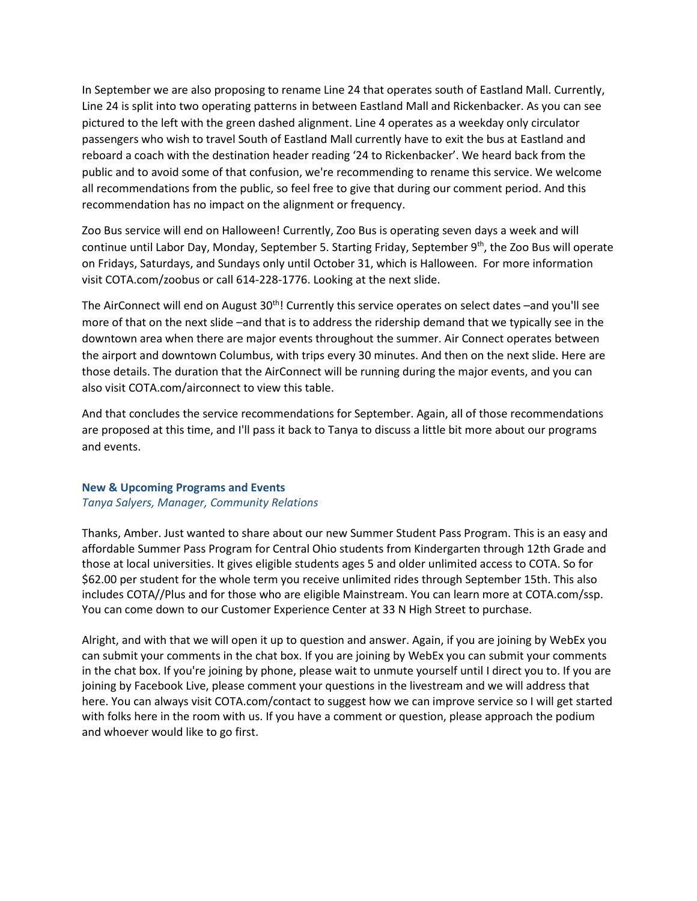In September we are also proposing to rename Line 24 that operates south of Eastland Mall. Currently, Line 24 is split into two operating patterns in between Eastland Mall and Rickenbacker. As you can see pictured to the left with the green dashed alignment. Line 4 operates as a weekday only circulator passengers who wish to travel South of Eastland Mall currently have to exit the bus at Eastland and reboard a coach with the destination header reading '24 to Rickenbacker'. We heard back from the public and to avoid some of that confusion, we're recommending to rename this service. We welcome all recommendations from the public, so feel free to give that during our comment period. And this recommendation has no impact on the alignment or frequency.

Zoo Bus service will end on Halloween! Currently, Zoo Bus is operating seven days a week and will continue until Labor Day, Monday, September 5. Starting Friday, September 9th, the Zoo Bus will operate on Fridays, Saturdays, and Sundays only until October 31, which is Halloween. For more information visit COTA.com/zoobus or call 614-228-1776. Looking at the next slide.

The AirConnect will end on August 30th! Currently this service operates on select dates –and you'll see more of that on the next slide –and that is to address the ridership demand that we typically see in the downtown area when there are major events throughout the summer. Air Connect operates between the airport and downtown Columbus, with trips every 30 minutes. And then on the next slide. Here are those details. The duration that the AirConnect will be running during the major events, and you can also visit COTA.com/airconnect to view this table.

And that concludes the service recommendations for September. Again, all of those recommendations are proposed at this time, and I'll pass it back to Tanya to discuss a little bit more about our programs and events.

### New & Upcoming Programs and Events

*Tanya Salyers, Manager, Community Relations*

Thanks, Amber. Just wanted to share about our new Summer Student Pass Program. This is an easy and affordable Summer Pass Program for Central Ohio students from Kindergarten through 12th Grade and those at local universities. It gives eligible students ages 5 and older unlimited access to COTA. So for $62.00 per student for the whole term you receive unlimited rides through September 15th. This also includes COTA//Plus and for those who are eligible Mainstream. You can learn more at COTA.com/ssp. You can come down to our Customer Experience Center at 33 N High Street to purchase.

Alright, and with that we will open it up to question and answer. Again, if you are joining by WebEx you can submit your comments in the chat box. If you are joining by WebEx you can submit your comments in the chat box. If you're joining by phone, please wait to unmute yourself until I direct you to. If you are joining by Facebook Live, please comment your questions in the livestream and we will address that here. You can always visit COTA.com/contact to suggest how we can improve service so I will get started with folks here in the room with us. If you have a comment or question, please approach the podium and whoever would like to go first.